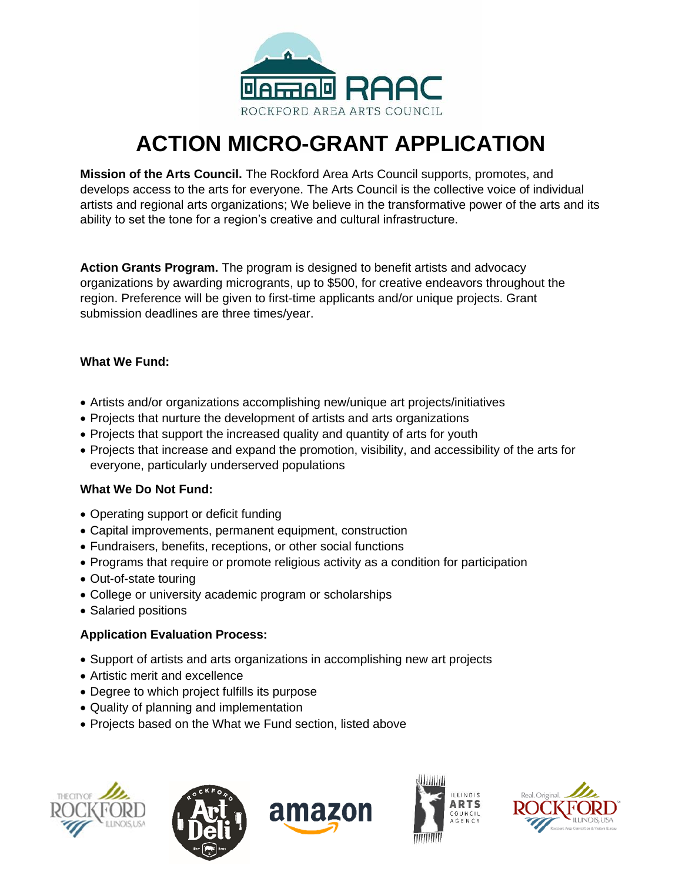# ACTION MICRO-GRANT APPLICATION

**Mission of the Arts Council.** The Rockford Area Arts Council supports, promotes, and develops access to the arts for everyone. The Arts Council is the collective voice of individual artists and regional arts organizations; We believe in the transformative power of the arts and its ability to set the tone for a region's creative and cultural infrastructure.

**Action Grants Program.** The program is designed to benefit artists and advocacy organizations by awarding microgrants, up to $500, for creative endeavors throughout the region. Preference will be given to first-time applicants and/or unique projects. Grant submission deadlines are three times/year.

**What We Fund:**

- Artists and/or organizations accomplishing new/unique art projects/initiatives
- Projects that nurture the development of artists and arts organizations
- Projects that support the increased quality and quantity of arts for youth
- Projects that increase and expand the promotion, visibility, and accessibility of the arts for everyone, particularly underserved populations

**What We Do Not Fund:**

- Operating support or deficit funding
- Capital improvements, permanent equipment, construction
- Fundraisers, benefits, receptions, or other social functions
- Programs that require or promote religious activity as a condition for participation
- Out-of-state touring
- College or university academic program or scholarships
- Salaried positions

**Application Evaluation Process:**

- Support of artists and arts organizations in accomplishing new art projects
- Artistic merit and excellence
- Degree to which project fulfills its purpose
- Quality of planning and implementation
- Projects based on the What we Fund section, listed above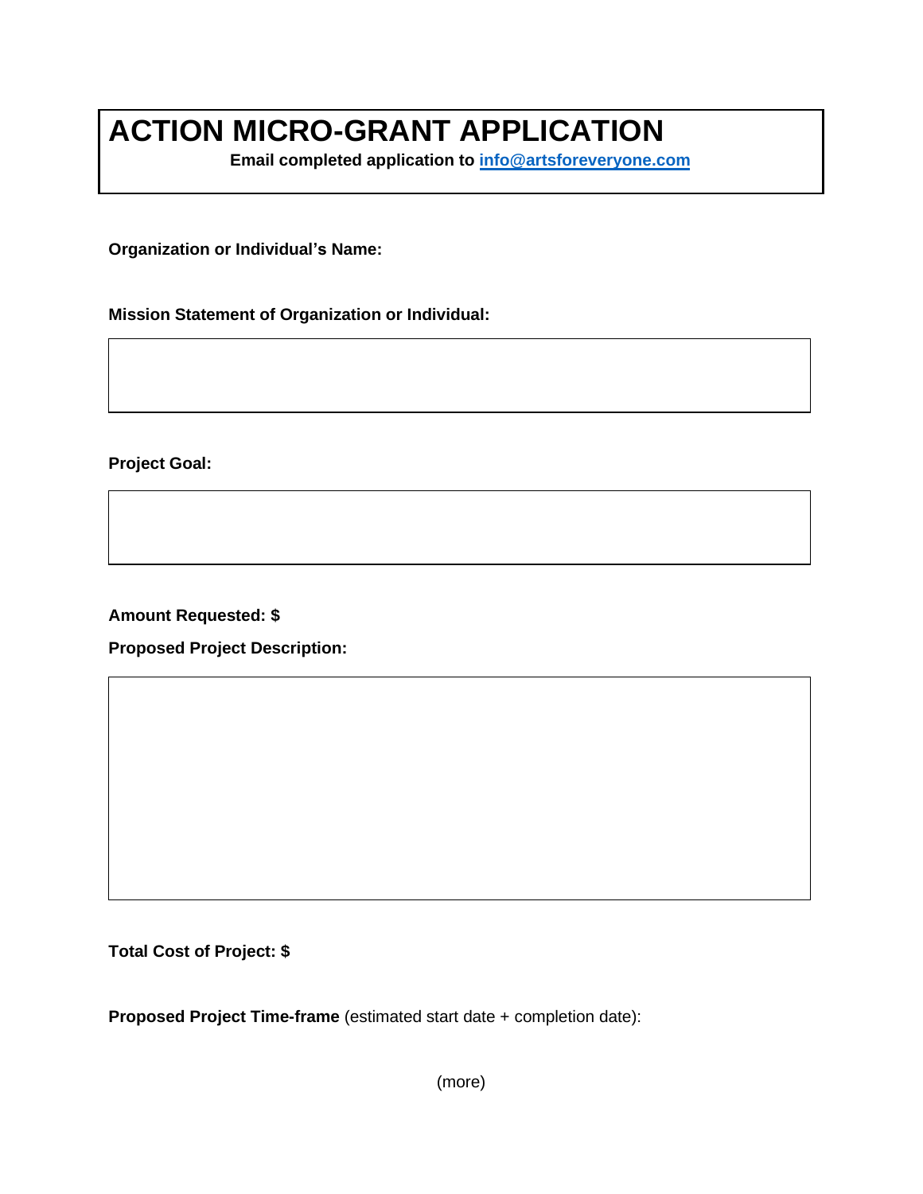# ACTION MICRO-GRANT APPLICATION

**Email completed application to [info@artsforeveryone.com](mailto:info@artsforeveryone.com)**

**Organization or Individual's Name:**

**Mission Statement of Organization or Individual:**

**Project Goal:**

**Amount Requested: $**

**Proposed Project Description:**

**Total Cost of Project: $**

**Proposed Project Time-frame** (estimated start date + completion date):

(more)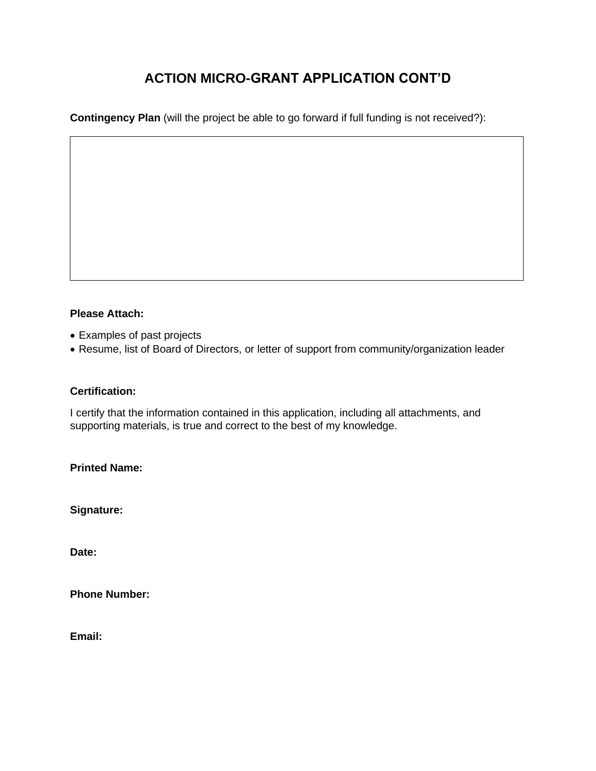# ACTION MICRO-GRANT APPLICATION CONT'D

**Contingency Plan** (will the project be able to go forward if full funding is not received?):

| |
|---|
| |

**Please Attach:**

- Examples of past projects
- Resume, list of Board of Directors, or letter of support from community/organization leader

**Certification:**

I certify that the information contained in this application, including all attachments, and supporting materials, is true and correct to the best of my knowledge.

**Printed Name:**

**Signature:**

**Date:**

**Phone Number:**

**Email:**